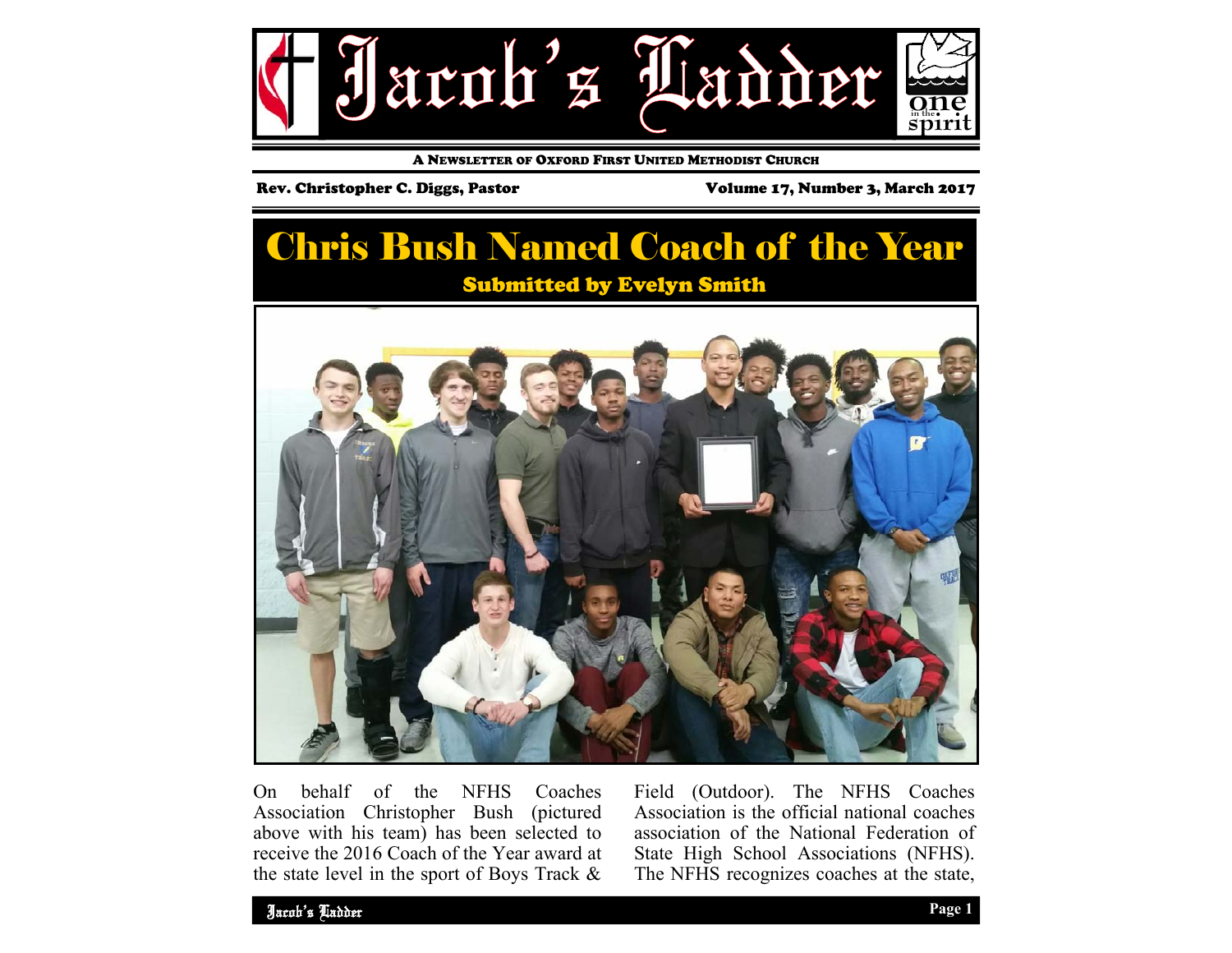# Jacob's Ladder

A NEWSLETTER OF OXFORD FIRST UNITED METHODIST CHURCH

**Rev. Christopher C. Diggs, Pastor** | **Volume 17, Number 3, March 2017**

## Chris Bush Named Coach of the Year

**Submitted by Evelyn Smith**

On behalf of the NFHS Coaches Association Christopher Bush (pictured above with his team) has been selected to receive the 2016 Coach of the Year award at the state level in the sport of Boys Track & Field (Outdoor). The NFHS Coaches Association is the official national coaches association of the National Federation of State High School Associations (NFHS). The NFHS recognizes coaches at the state,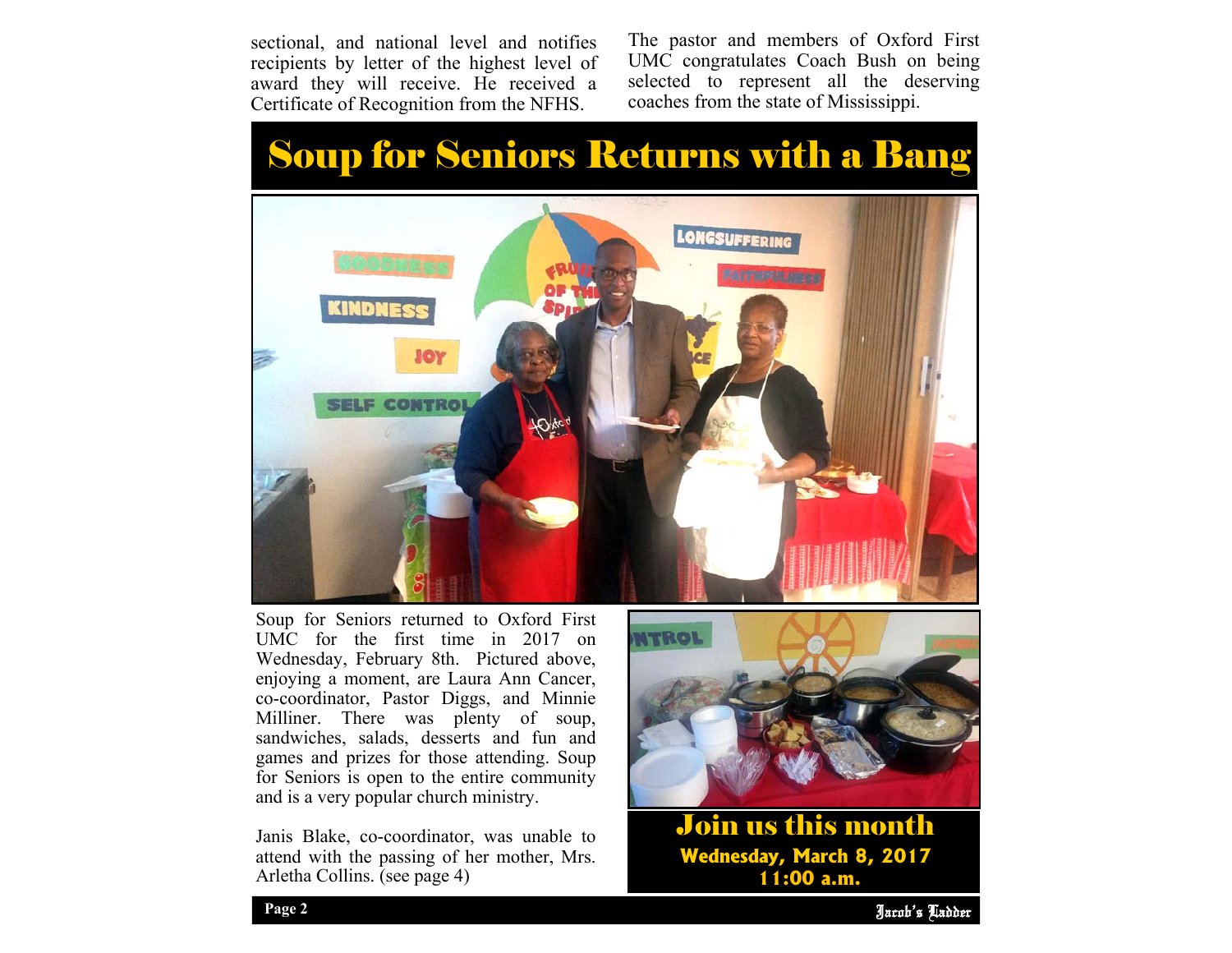sectional, and national level and notifies recipients by letter of the highest level of award they will receive. He received a Certificate of Recognition from the NFHS.

The pastor and members of Oxford First UMC congratulates Coach Bush on being selected to represent all the deserving coaches from the state of Mississippi.

# Soup for Seniors Returns with a Bang

Soup for Seniors returned to Oxford First UMC for the first time in 2017 on Wednesday, February 8th. Pictured above, enjoying a moment, are Laura Ann Cancer, co-coordinator, Pastor Diggs, and Minnie Milliner. There was plenty of soup, sandwiches, salads, desserts and fun and games and prizes for those attending. Soup for Seniors is open to the entire community and is a very popular church ministry.

Janis Blake, co-coordinator, was unable to attend with the passing of her mother, Mrs. Arletha Collins. (see page 4)

## Join us this month

**Wednesday, March 8, 2017**
**11:00 a.m.**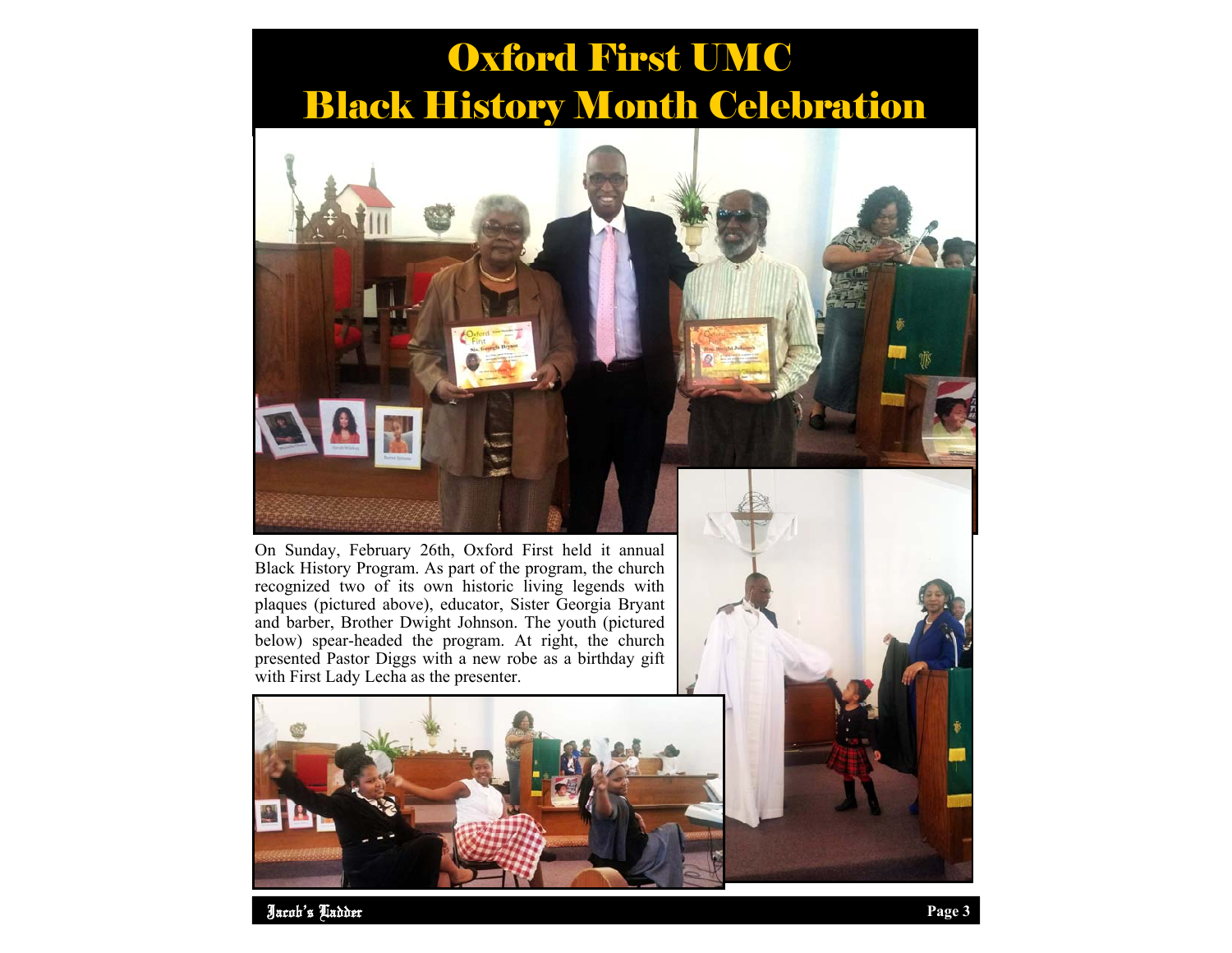# Oxford First UMC Black History Month Celebration

On Sunday, February 26th, Oxford First held it annual Black History Program. As part of the program, the church recognized two of its own historic living legends with plaques (pictured above), educator, Sister Georgia Bryant and barber, Brother Dwight Johnson. The youth (pictured below) spear-headed the program. At right, the church presented Pastor Diggs with a new robe as a birthday gift with First Lady Lecha as the presenter.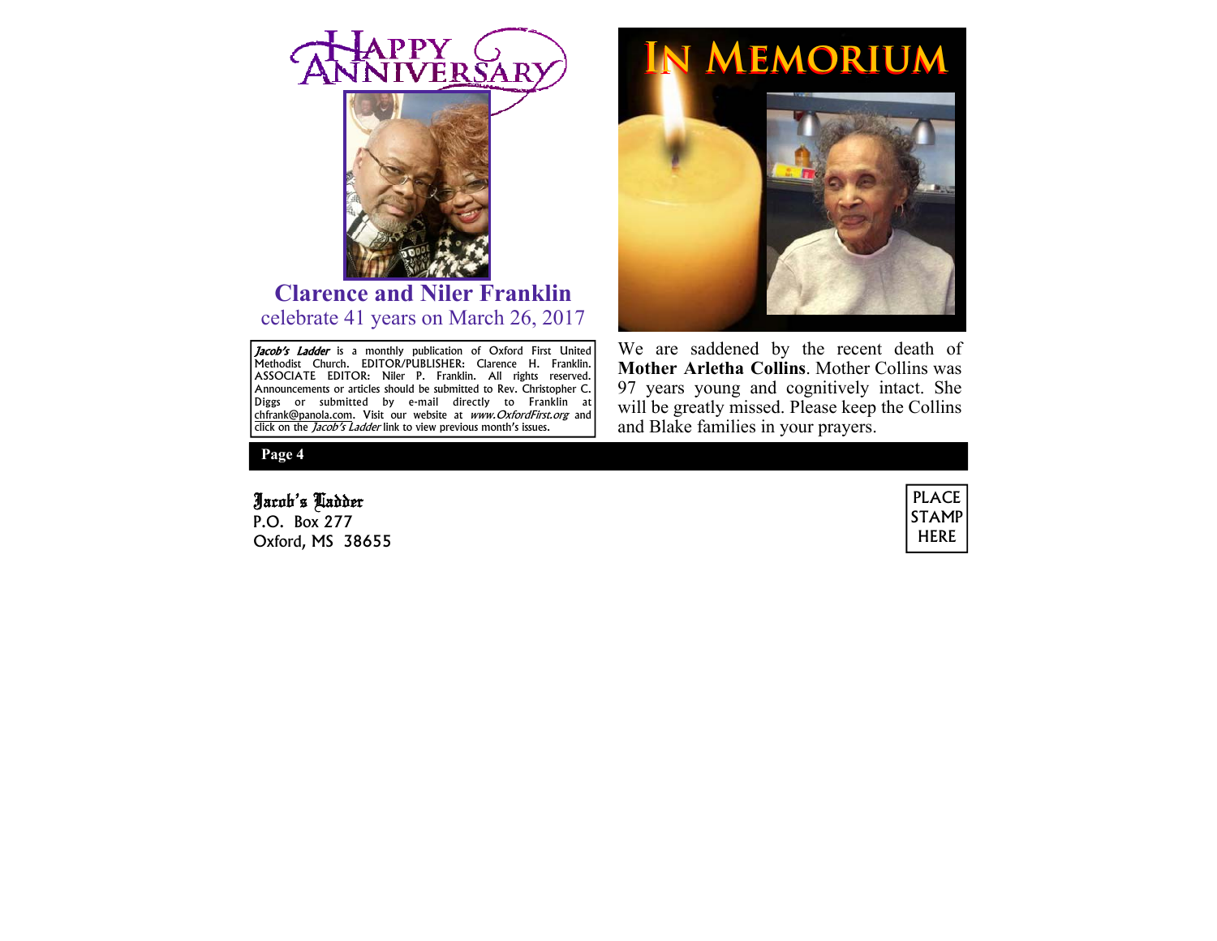# Happy Anniversary

**Clarence and Niler Franklin**

celebrate 41 years on March 26, 2017

*Jacob's Ladder* is a monthly publication of Oxford First United Methodist Church. EDITOR/PUBLISHER: Clarence H. Franklin. ASSOCIATE EDITOR: Niler P. Franklin. All rights reserved. Announcements or articles should be submitted to Rev. Christopher C. Diggs or submitted by e-mail directly to Franklin at chfrank@panola.com. Visit our website at *www.OxfordFirst.org* and click on the *Jacob's Ladder* link to view previous month's issues.

# In Memorium

We are saddened by the recent death of **Mother Arletha Collins**. Mother Collins was 97 years young and cognitively intact. She will be greatly missed. Please keep the Collins and Blake families in your prayers.

Jacob's Ladder
P.O. Box 277
Oxford, MS 38655

PLACE STAMP HERE